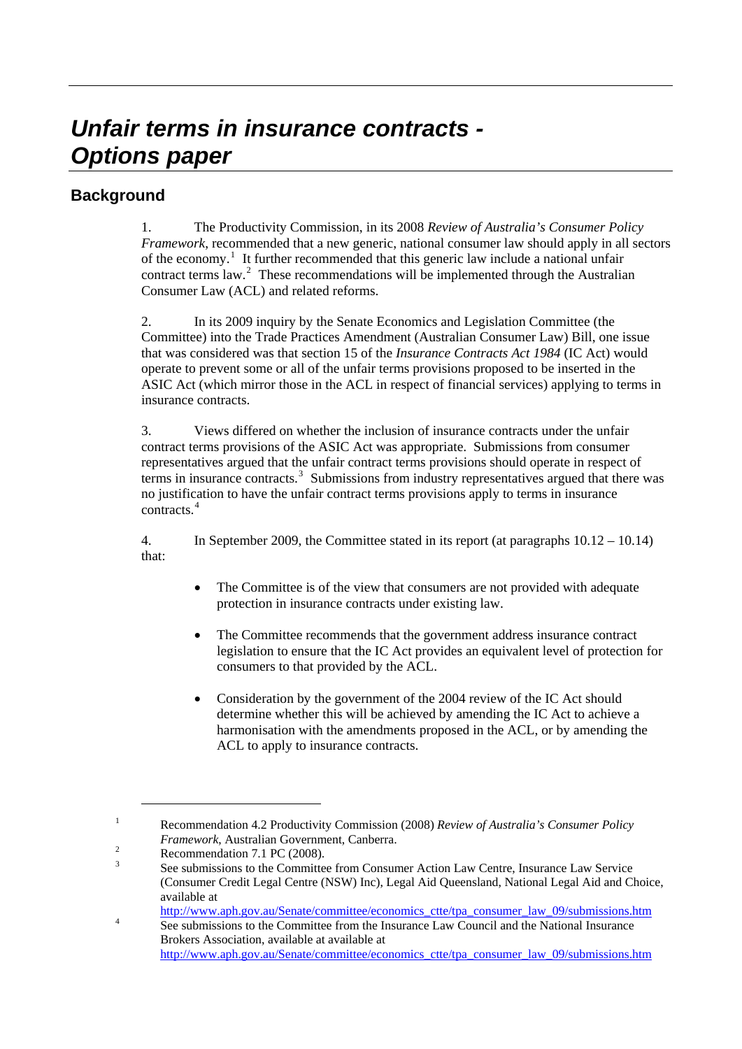# *Unfair terms in insurance contracts - Options paper*

## Background

1. The Productivity Commission, in its 2008 *Review of Australia's Consumer Policy Framework*, recommended that a new generic, national consumer law should apply in all sectors of the economy.[1] It further recommended that this generic law include a national unfair contract terms law.[2] These recommendations will be implemented through the Australian Consumer Law (ACL) and related reforms.

2. In its 2009 inquiry by the Senate Economics and Legislation Committee (the Committee) into the Trade Practices Amendment (Australian Consumer Law) Bill, one issue that was considered was that section 15 of the *Insurance Contracts Act 1984* (IC Act) would operate to prevent some or all of the unfair terms provisions proposed to be inserted in the ASIC Act (which mirror those in the ACL in respect of financial services) applying to terms in insurance contracts.

3. Views differed on whether the inclusion of insurance contracts under the unfair contract terms provisions of the ASIC Act was appropriate. Submissions from consumer representatives argued that the unfair contract terms provisions should operate in respect of terms in insurance contracts.[3] Submissions from industry representatives argued that there was no justification to have the unfair contract terms provisions apply to terms in insurance contracts.[4]

4. In September 2009, the Committee stated in its report (at paragraphs 10.12 – 10.14) that:

- The Committee is of the view that consumers are not provided with adequate protection in insurance contracts under existing law.
- The Committee recommends that the government address insurance contract legislation to ensure that the IC Act provides an equivalent level of protection for consumers to that provided by the ACL.
- Consideration by the government of the 2004 review of the IC Act should determine whether this will be achieved by amending the IC Act to achieve a harmonisation with the amendments proposed in the ACL, or by amending the ACL to apply to insurance contracts.

---

[1] Recommendation 4.2 Productivity Commission (2008) *Review of Australia's Consumer Policy Framework*, Australian Government, Canberra.

[2] Recommendation 7.1 PC (2008).

[3] See submissions to the Committee from Consumer Action Law Centre, Insurance Law Service (Consumer Credit Legal Centre (NSW) Inc), Legal Aid Queensland, National Legal Aid and Choice, available at http://www.aph.gov.au/Senate/committee/economics_ctte/tpa_consumer_law_09/submissions.htm

[4] See submissions to the Committee from the Insurance Law Council and the National Insurance Brokers Association, available at available at http://www.aph.gov.au/Senate/committee/economics_ctte/tpa_consumer_law_09/submissions.htm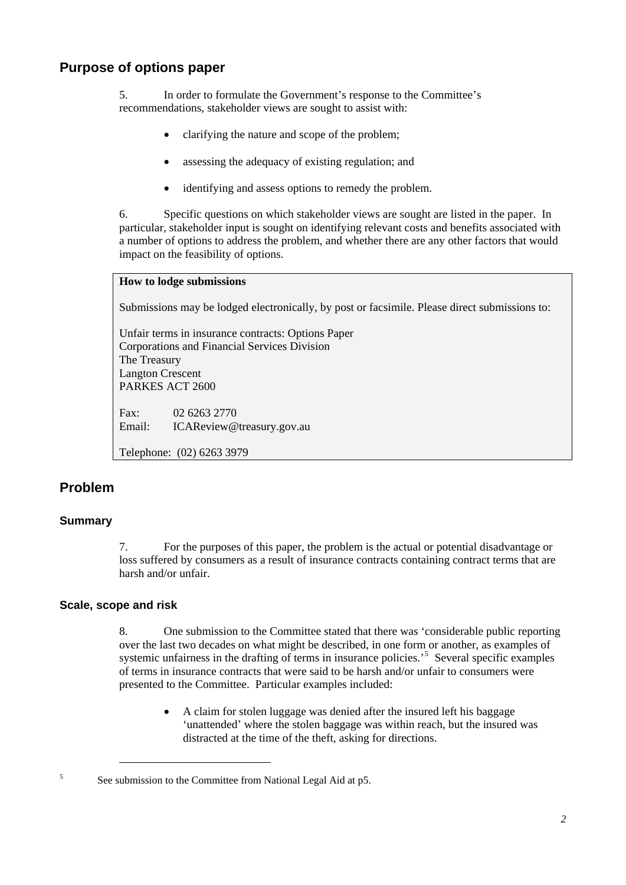## Purpose of options paper

5. In order to formulate the Government's response to the Committee's recommendations, stakeholder views are sought to assist with:

- clarifying the nature and scope of the problem;
- assessing the adequacy of existing regulation; and
- identifying and assess options to remedy the problem.

6. Specific questions on which stakeholder views are sought are listed in the paper. In particular, stakeholder input is sought on identifying relevant costs and benefits associated with a number of options to address the problem, and whether there are any other factors that would impact on the feasibility of options.

> **How to lodge submissions**
>
> Submissions may be lodged electronically, by post or facsimile. Please direct submissions to:
>
> Unfair terms in insurance contracts: Options Paper
> Corporations and Financial Services Division
> The Treasury
> Langton Crescent
> PARKES ACT 2600
>
> Fax: 02 6263 2770
> Email: ICAReview@treasury.gov.au
>
> Telephone: (02) 6263 3979

## Problem

### Summary

7. For the purposes of this paper, the problem is the actual or potential disadvantage or loss suffered by consumers as a result of insurance contracts containing contract terms that are harsh and/or unfair.

### Scale, scope and risk

8. One submission to the Committee stated that there was 'considerable public reporting over the last two decades on what might be described, in one form or another, as examples of systemic unfairness in the drafting of terms in insurance policies.'[5] Several specific examples of terms in insurance contracts that were said to be harsh and/or unfair to consumers were presented to the Committee. Particular examples included:

- A claim for stolen luggage was denied after the insured left his baggage 'unattended' where the stolen baggage was within reach, but the insured was distracted at the time of the theft, asking for directions.

---

[5] See submission to the Committee from National Legal Aid at p5.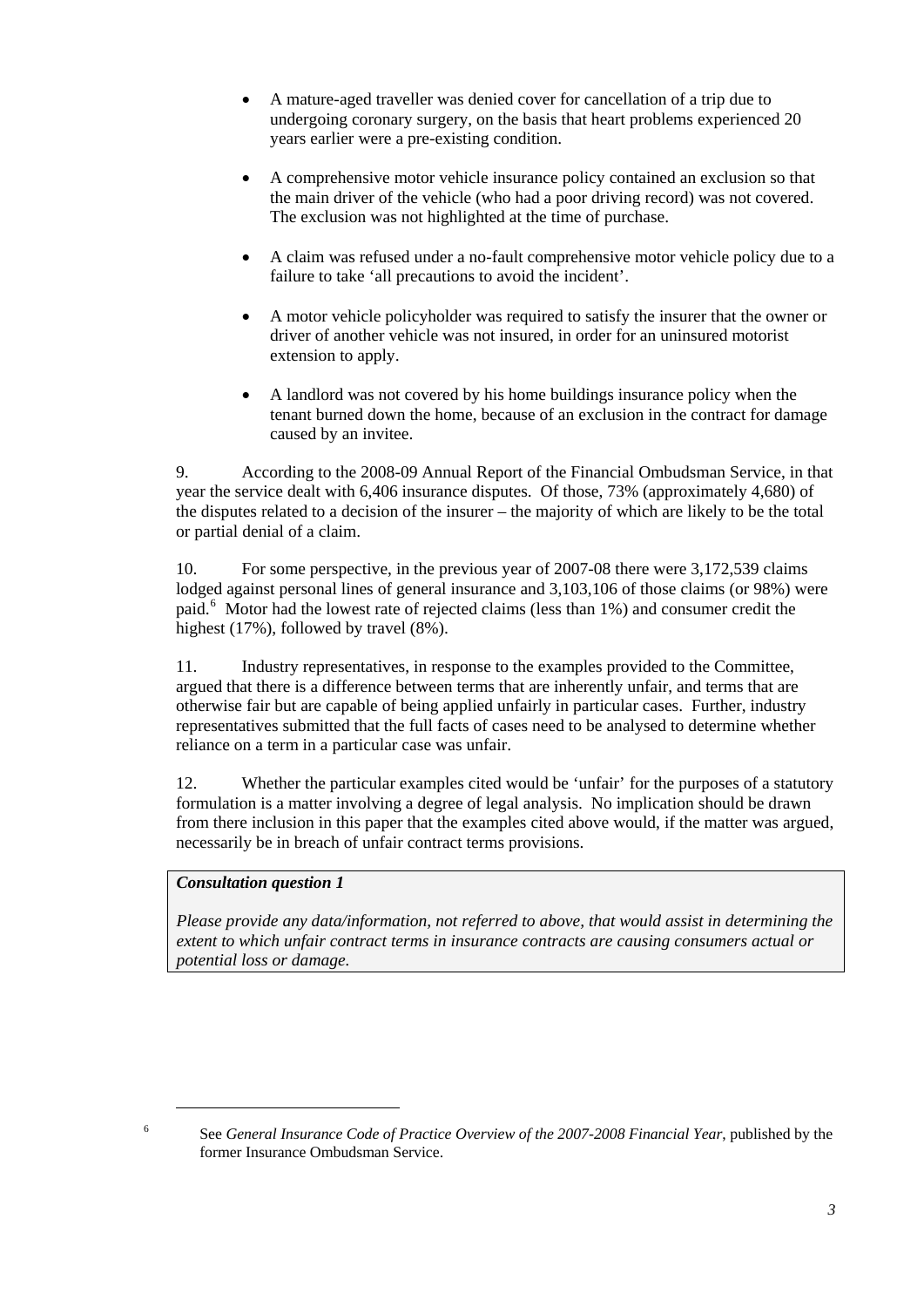- A mature-aged traveller was denied cover for cancellation of a trip due to undergoing coronary surgery, on the basis that heart problems experienced 20 years earlier were a pre-existing condition.
- A comprehensive motor vehicle insurance policy contained an exclusion so that the main driver of the vehicle (who had a poor driving record) was not covered. The exclusion was not highlighted at the time of purchase.
- A claim was refused under a no-fault comprehensive motor vehicle policy due to a failure to take 'all precautions to avoid the incident'.
- A motor vehicle policyholder was required to satisfy the insurer that the owner or driver of another vehicle was not insured, in order for an uninsured motorist extension to apply.
- A landlord was not covered by his home buildings insurance policy when the tenant burned down the home, because of an exclusion in the contract for damage caused by an invitee.

9. According to the 2008-09 Annual Report of the Financial Ombudsman Service, in that year the service dealt with 6,406 insurance disputes. Of those, 73% (approximately 4,680) of the disputes related to a decision of the insurer – the majority of which are likely to be the total or partial denial of a claim.

10. For some perspective, in the previous year of 2007-08 there were 3,172,539 claims lodged against personal lines of general insurance and 3,103,106 of those claims (or 98%) were paid.[6] Motor had the lowest rate of rejected claims (less than 1%) and consumer credit the highest (17%), followed by travel (8%).

11. Industry representatives, in response to the examples provided to the Committee, argued that there is a difference between terms that are inherently unfair, and terms that are otherwise fair but are capable of being applied unfairly in particular cases. Further, industry representatives submitted that the full facts of cases need to be analysed to determine whether reliance on a term in a particular case was unfair.

12. Whether the particular examples cited would be 'unfair' for the purposes of a statutory formulation is a matter involving a degree of legal analysis. No implication should be drawn from there inclusion in this paper that the examples cited above would, if the matter was argued, necessarily be in breach of unfair contract terms provisions.

> ***Consultation question 1***
>
> *Please provide any data/information, not referred to above, that would assist in determining the extent to which unfair contract terms in insurance contracts are causing consumers actual or potential loss or damage.*

---

[6] See *General Insurance Code of Practice Overview of the 2007-2008 Financial Year*, published by the former Insurance Ombudsman Service.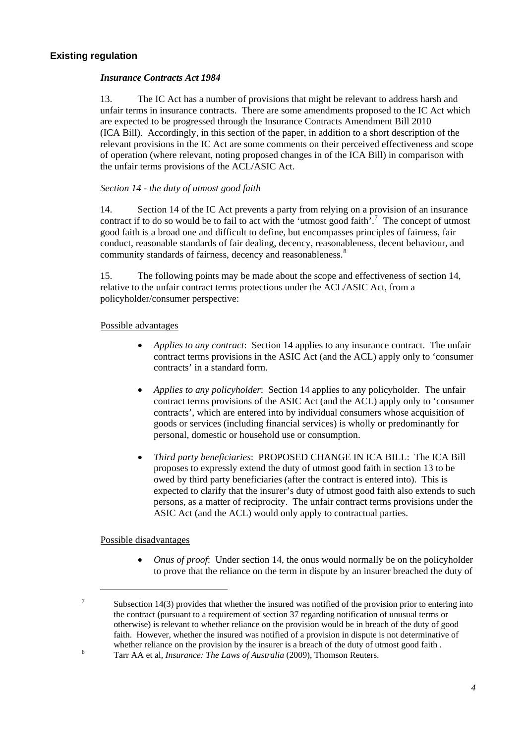## Existing regulation

### *Insurance Contracts Act 1984*

13. The IC Act has a number of provisions that might be relevant to address harsh and unfair terms in insurance contracts. There are some amendments proposed to the IC Act which are expected to be progressed through the Insurance Contracts Amendment Bill 2010 (ICA Bill). Accordingly, in this section of the paper, in addition to a short description of the relevant provisions in the IC Act are some comments on their perceived effectiveness and scope of operation (where relevant, noting proposed changes in of the ICA Bill) in comparison with the unfair terms provisions of the ACL/ASIC Act.

*Section 14 - the duty of utmost good faith*

14. Section 14 of the IC Act prevents a party from relying on a provision of an insurance contract if to do so would be to fail to act with the 'utmost good faith'.[7] The concept of utmost good faith is a broad one and difficult to define, but encompasses principles of fairness, fair conduct, reasonable standards of fair dealing, decency, reasonableness, decent behaviour, and community standards of fairness, decency and reasonableness.[8]

15. The following points may be made about the scope and effectiveness of section 14, relative to the unfair contract terms protections under the ACL/ASIC Act, from a policyholder/consumer perspective:

Possible advantages

- *Applies to any contract*: Section 14 applies to any insurance contract. The unfair contract terms provisions in the ASIC Act (and the ACL) apply only to 'consumer contracts' in a standard form.
- *Applies to any policyholder*: Section 14 applies to any policyholder. The unfair contract terms provisions of the ASIC Act (and the ACL) apply only to 'consumer contracts', which are entered into by individual consumers whose acquisition of goods or services (including financial services) is wholly or predominantly for personal, domestic or household use or consumption.
- *Third party beneficiaries*: PROPOSED CHANGE IN ICA BILL: The ICA Bill proposes to expressly extend the duty of utmost good faith in section 13 to be owed by third party beneficiaries (after the contract is entered into). This is expected to clarify that the insurer's duty of utmost good faith also extends to such persons, as a matter of reciprocity. The unfair contract terms provisions under the ASIC Act (and the ACL) would only apply to contractual parties.

Possible disadvantages

- *Onus of proof*: Under section 14, the onus would normally be on the policyholder to prove that the reliance on the term in dispute by an insurer breached the duty of

---

[7] Subsection 14(3) provides that whether the insured was notified of the provision prior to entering into the contract (pursuant to a requirement of section 37 regarding notification of unusual terms or otherwise) is relevant to whether reliance on the provision would be in breach of the duty of good faith. However, whether the insured was notified of a provision in dispute is not determinative of whether reliance on the provision by the insurer is a breach of the duty of utmost good faith .

[8] Tarr AA et al, *Insurance: The Laws of Australia* (2009), Thomson Reuters.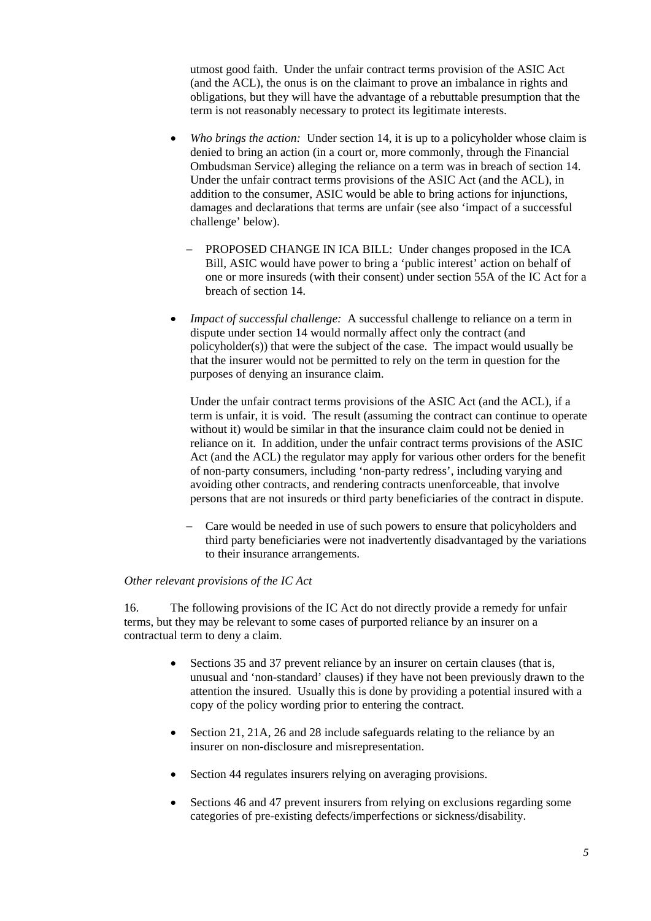utmost good faith. Under the unfair contract terms provision of the ASIC Act (and the ACL), the onus is on the claimant to prove an imbalance in rights and obligations, but they will have the advantage of a rebuttable presumption that the term is not reasonably necessary to protect its legitimate interests.

- *Who brings the action:* Under section 14, it is up to a policyholder whose claim is denied to bring an action (in a court or, more commonly, through the Financial Ombudsman Service) alleging the reliance on a term was in breach of section 14. Under the unfair contract terms provisions of the ASIC Act (and the ACL), in addition to the consumer, ASIC would be able to bring actions for injunctions, damages and declarations that terms are unfair (see also 'impact of a successful challenge' below).
  - PROPOSED CHANGE IN ICA BILL: Under changes proposed in the ICA Bill, ASIC would have power to bring a 'public interest' action on behalf of one or more insureds (with their consent) under section 55A of the IC Act for a breach of section 14.
- *Impact of successful challenge:* A successful challenge to reliance on a term in dispute under section 14 would normally affect only the contract (and policyholder(s)) that were the subject of the case. The impact would usually be that the insurer would not be permitted to rely on the term in question for the purposes of denying an insurance claim.

  Under the unfair contract terms provisions of the ASIC Act (and the ACL), if a term is unfair, it is void. The result (assuming the contract can continue to operate without it) would be similar in that the insurance claim could not be denied in reliance on it. In addition, under the unfair contract terms provisions of the ASIC Act (and the ACL) the regulator may apply for various other orders for the benefit of non-party consumers, including 'non-party redress', including varying and avoiding other contracts, and rendering contracts unenforceable, that involve persons that are not insureds or third party beneficiaries of the contract in dispute.
  - Care would be needed in use of such powers to ensure that policyholders and third party beneficiaries were not inadvertently disadvantaged by the variations to their insurance arrangements.

*Other relevant provisions of the IC Act*

16. The following provisions of the IC Act do not directly provide a remedy for unfair terms, but they may be relevant to some cases of purported reliance by an insurer on a contractual term to deny a claim.

- Sections 35 and 37 prevent reliance by an insurer on certain clauses (that is, unusual and 'non-standard' clauses) if they have not been previously drawn to the attention the insured. Usually this is done by providing a potential insured with a copy of the policy wording prior to entering the contract.
- Section 21, 21A, 26 and 28 include safeguards relating to the reliance by an insurer on non-disclosure and misrepresentation.
- Section 44 regulates insurers relying on averaging provisions.
- Sections 46 and 47 prevent insurers from relying on exclusions regarding some categories of pre-existing defects/imperfections or sickness/disability.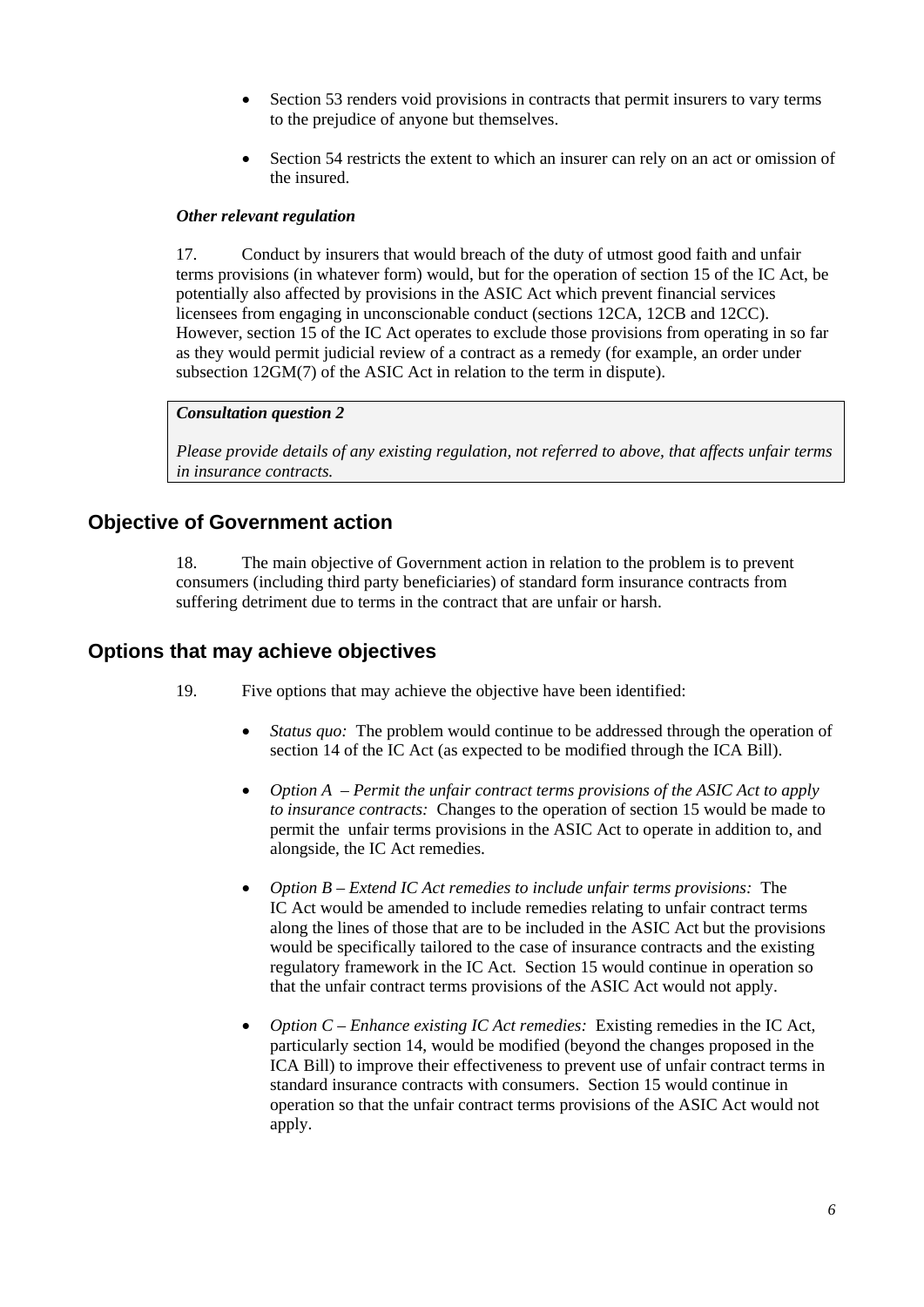- Section 53 renders void provisions in contracts that permit insurers to vary terms to the prejudice of anyone but themselves.

- Section 54 restricts the extent to which an insurer can rely on an act or omission of the insured.

***Other relevant regulation***

17. Conduct by insurers that would breach of the duty of utmost good faith and unfair terms provisions (in whatever form) would, but for the operation of section 15 of the IC Act, be potentially also affected by provisions in the ASIC Act which prevent financial services licensees from engaging in unconscionable conduct (sections 12CA, 12CB and 12CC). However, section 15 of the IC Act operates to exclude those provisions from operating in so far as they would permit judicial review of a contract as a remedy (for example, an order under subsection 12GM(7) of the ASIC Act in relation to the term in dispute).

> ***Consultation question 2***
>
> *Please provide details of any existing regulation, not referred to above, that affects unfair terms in insurance contracts.*

## Objective of Government action

18. The main objective of Government action in relation to the problem is to prevent consumers (including third party beneficiaries) of standard form insurance contracts from suffering detriment due to terms in the contract that are unfair or harsh.

## Options that may achieve objectives

19. Five options that may achieve the objective have been identified:

- *Status quo:* The problem would continue to be addressed through the operation of section 14 of the IC Act (as expected to be modified through the ICA Bill).

- *Option A – Permit the unfair contract terms provisions of the ASIC Act to apply to insurance contracts:* Changes to the operation of section 15 would be made to permit the unfair terms provisions in the ASIC Act to operate in addition to, and alongside, the IC Act remedies.

- *Option B – Extend IC Act remedies to include unfair terms provisions:* The IC Act would be amended to include remedies relating to unfair contract terms along the lines of those that are to be included in the ASIC Act but the provisions would be specifically tailored to the case of insurance contracts and the existing regulatory framework in the IC Act. Section 15 would continue in operation so that the unfair contract terms provisions of the ASIC Act would not apply.

- *Option C – Enhance existing IC Act remedies:* Existing remedies in the IC Act, particularly section 14, would be modified (beyond the changes proposed in the ICA Bill) to improve their effectiveness to prevent use of unfair contract terms in standard insurance contracts with consumers. Section 15 would continue in operation so that the unfair contract terms provisions of the ASIC Act would not apply.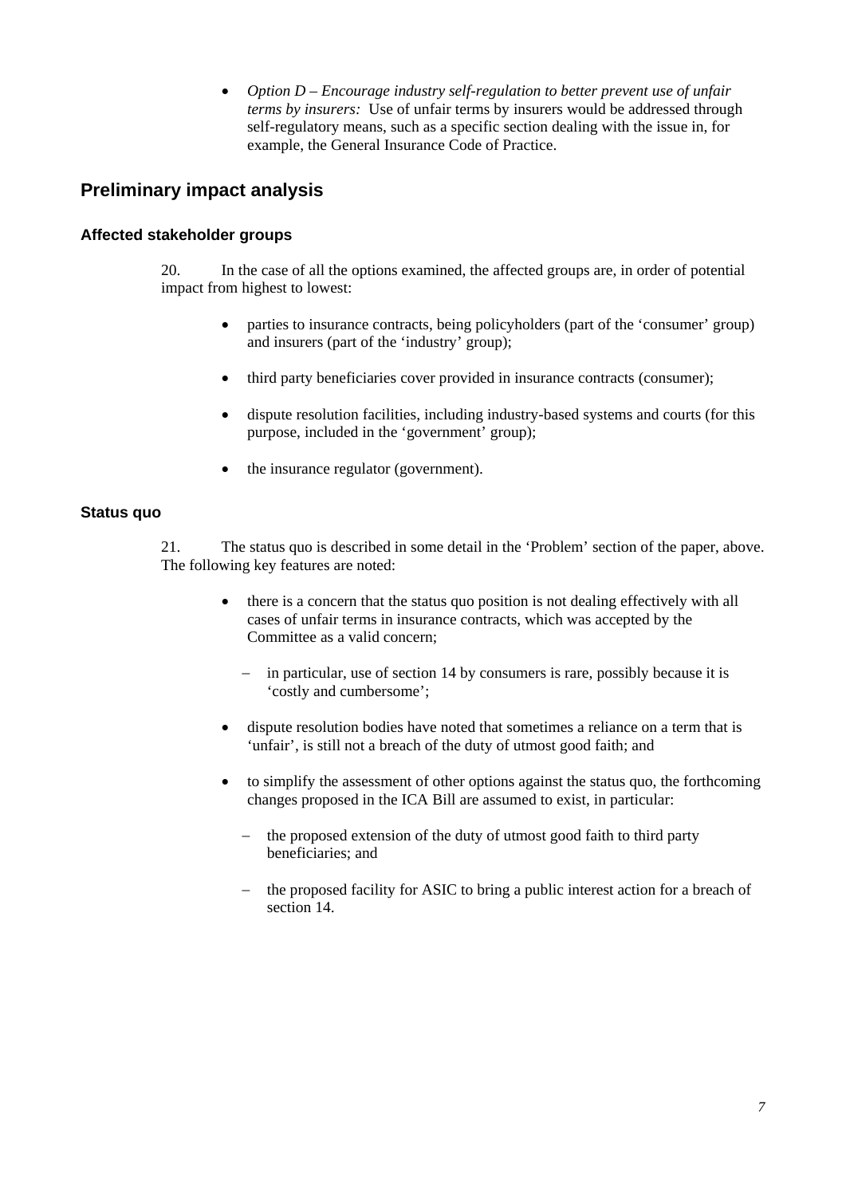- *Option D – Encourage industry self-regulation to better prevent use of unfair terms by insurers:* Use of unfair terms by insurers would be addressed through self-regulatory means, such as a specific section dealing with the issue in, for example, the General Insurance Code of Practice.

## Preliminary impact analysis

### Affected stakeholder groups

20. In the case of all the options examined, the affected groups are, in order of potential impact from highest to lowest:

- parties to insurance contracts, being policyholders (part of the 'consumer' group) and insurers (part of the 'industry' group);
- third party beneficiaries cover provided in insurance contracts (consumer);
- dispute resolution facilities, including industry-based systems and courts (for this purpose, included in the 'government' group);
- the insurance regulator (government).

### Status quo

21. The status quo is described in some detail in the 'Problem' section of the paper, above. The following key features are noted:

- there is a concern that the status quo position is not dealing effectively with all cases of unfair terms in insurance contracts, which was accepted by the Committee as a valid concern;
  - in particular, use of section 14 by consumers is rare, possibly because it is 'costly and cumbersome';
- dispute resolution bodies have noted that sometimes a reliance on a term that is 'unfair', is still not a breach of the duty of utmost good faith; and
- to simplify the assessment of other options against the status quo, the forthcoming changes proposed in the ICA Bill are assumed to exist, in particular:
  - the proposed extension of the duty of utmost good faith to third party beneficiaries; and
  - the proposed facility for ASIC to bring a public interest action for a breach of section 14.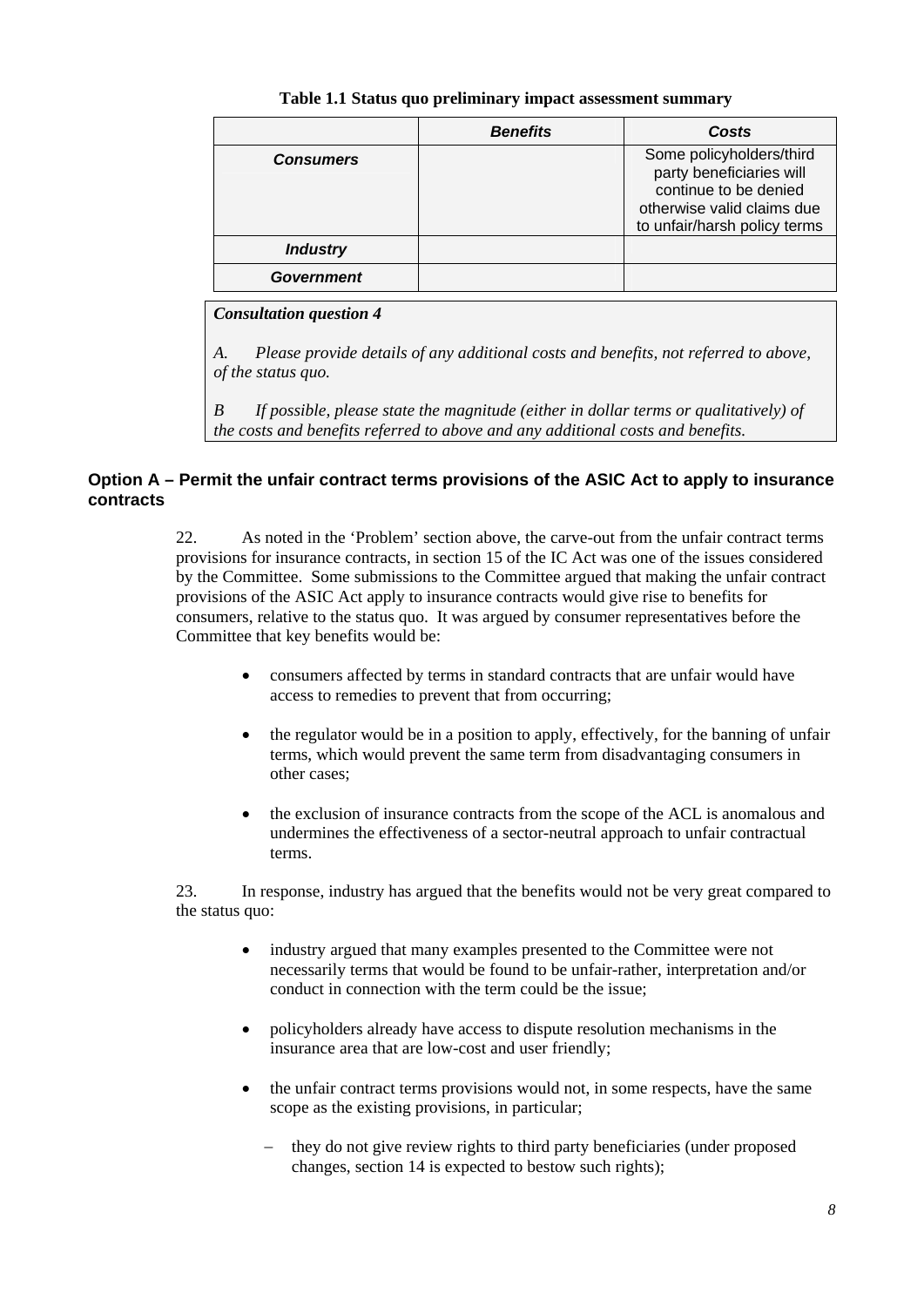**Table 1.1 Status quo preliminary impact assessment summary**

| | *Benefits* | *Costs* |
|---|---|---|
| ***Consumers*** | | Some policyholders/third party beneficiaries will continue to be denied otherwise valid claims due to unfair/harsh policy terms |
| ***Industry*** | | |
| ***Government*** | | |

> ***Consultation question 4***
>
> *A. Please provide details of any additional costs and benefits, not referred to above, of the status quo.*
>
> *B If possible, please state the magnitude (either in dollar terms or qualitatively) of the costs and benefits referred to above and any additional costs and benefits.*

### Option A – Permit the unfair contract terms provisions of the ASIC Act to apply to insurance contracts

22. As noted in the 'Problem' section above, the carve-out from the unfair contract terms provisions for insurance contracts, in section 15 of the IC Act was one of the issues considered by the Committee. Some submissions to the Committee argued that making the unfair contract provisions of the ASIC Act apply to insurance contracts would give rise to benefits for consumers, relative to the status quo. It was argued by consumer representatives before the Committee that key benefits would be:

- consumers affected by terms in standard contracts that are unfair would have access to remedies to prevent that from occurring;
- the regulator would be in a position to apply, effectively, for the banning of unfair terms, which would prevent the same term from disadvantaging consumers in other cases;
- the exclusion of insurance contracts from the scope of the ACL is anomalous and undermines the effectiveness of a sector-neutral approach to unfair contractual terms.

23. In response, industry has argued that the benefits would not be very great compared to the status quo:

- industry argued that many examples presented to the Committee were not necessarily terms that would be found to be unfair-rather, interpretation and/or conduct in connection with the term could be the issue;
- policyholders already have access to dispute resolution mechanisms in the insurance area that are low-cost and user friendly;
- the unfair contract terms provisions would not, in some respects, have the same scope as the existing provisions, in particular;
  - they do not give review rights to third party beneficiaries (under proposed changes, section 14 is expected to bestow such rights);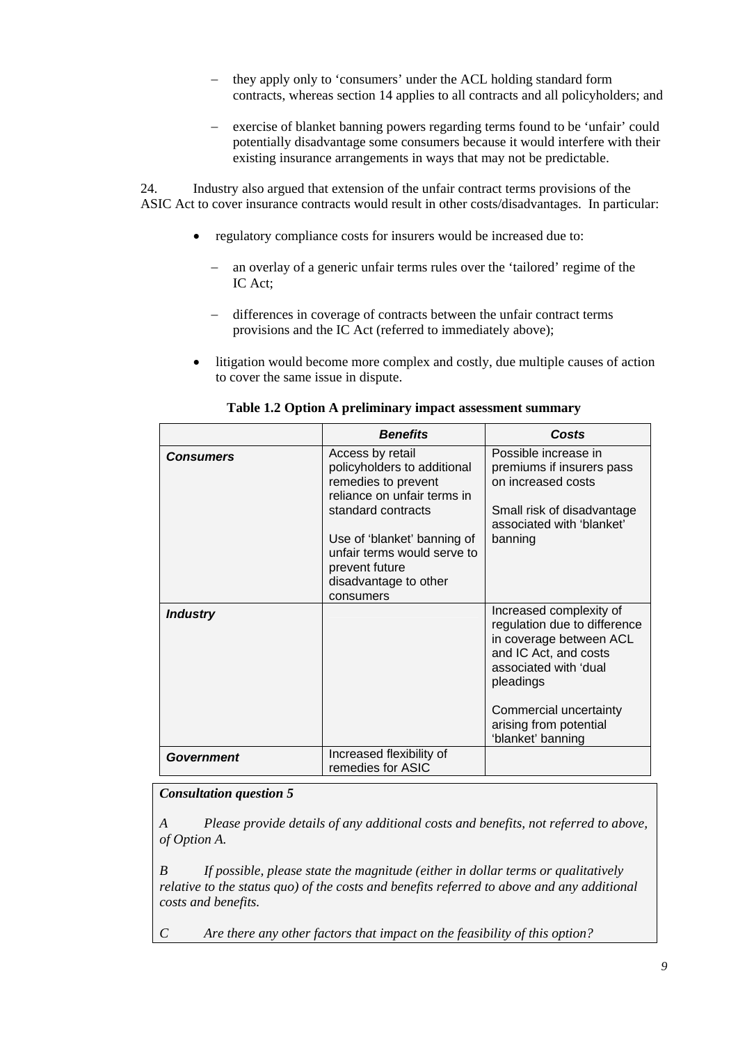- they apply only to 'consumers' under the ACL holding standard form contracts, whereas section 14 applies to all contracts and all policyholders; and
- exercise of blanket banning powers regarding terms found to be 'unfair' could potentially disadvantage some consumers because it would interfere with their existing insurance arrangements in ways that may not be predictable.

24. Industry also argued that extension of the unfair contract terms provisions of the ASIC Act to cover insurance contracts would result in other costs/disadvantages. In particular:

- regulatory compliance costs for insurers would be increased due to:
  - an overlay of a generic unfair terms rules over the 'tailored' regime of the IC Act;
  - differences in coverage of contracts between the unfair contract terms provisions and the IC Act (referred to immediately above);
- litigation would become more complex and costly, due multiple causes of action to cover the same issue in dispute.

**Table 1.2 Option A preliminary impact assessment summary**

| | ***Benefits*** | ***Costs*** |
|---|---|---|
| ***Consumers*** | Access by retail policyholders to additional remedies to prevent reliance on unfair terms in standard contracts<br><br>Use of 'blanket' banning of unfair terms would serve to prevent future disadvantage to other consumers | Possible increase in premiums if insurers pass on increased costs<br><br>Small risk of disadvantage associated with 'blanket' banning |
| ***Industry*** | | Increased complexity of regulation due to difference in coverage between ACL and IC Act, and costs associated with 'dual pleadings<br><br>Commercial uncertainty arising from potential 'blanket' banning |
| ***Government*** | Increased flexibility of remedies for ASIC | |

> ***Consultation question 5***
>
> *A Please provide details of any additional costs and benefits, not referred to above, of Option A.*
>
> *B If possible, please state the magnitude (either in dollar terms or qualitatively relative to the status quo) of the costs and benefits referred to above and any additional costs and benefits.*
>
> *C Are there any other factors that impact on the feasibility of this option?*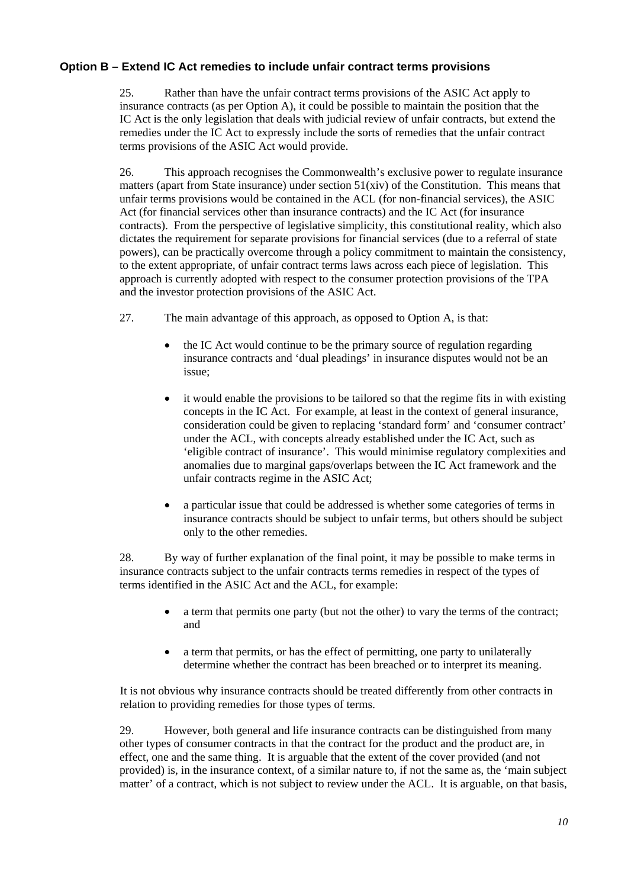### Option B – Extend IC Act remedies to include unfair contract terms provisions

25. Rather than have the unfair contract terms provisions of the ASIC Act apply to insurance contracts (as per Option A), it could be possible to maintain the position that the IC Act is the only legislation that deals with judicial review of unfair contracts, but extend the remedies under the IC Act to expressly include the sorts of remedies that the unfair contract terms provisions of the ASIC Act would provide.

26. This approach recognises the Commonwealth's exclusive power to regulate insurance matters (apart from State insurance) under section 51(xiv) of the Constitution. This means that unfair terms provisions would be contained in the ACL (for non-financial services), the ASIC Act (for financial services other than insurance contracts) and the IC Act (for insurance contracts). From the perspective of legislative simplicity, this constitutional reality, which also dictates the requirement for separate provisions for financial services (due to a referral of state powers), can be practically overcome through a policy commitment to maintain the consistency, to the extent appropriate, of unfair contract terms laws across each piece of legislation. This approach is currently adopted with respect to the consumer protection provisions of the TPA and the investor protection provisions of the ASIC Act.

27. The main advantage of this approach, as opposed to Option A, is that:

- the IC Act would continue to be the primary source of regulation regarding insurance contracts and 'dual pleadings' in insurance disputes would not be an issue;
- it would enable the provisions to be tailored so that the regime fits in with existing concepts in the IC Act. For example, at least in the context of general insurance, consideration could be given to replacing 'standard form' and 'consumer contract' under the ACL, with concepts already established under the IC Act, such as 'eligible contract of insurance'. This would minimise regulatory complexities and anomalies due to marginal gaps/overlaps between the IC Act framework and the unfair contracts regime in the ASIC Act;
- a particular issue that could be addressed is whether some categories of terms in insurance contracts should be subject to unfair terms, but others should be subject only to the other remedies.

28. By way of further explanation of the final point, it may be possible to make terms in insurance contracts subject to the unfair contracts terms remedies in respect of the types of terms identified in the ASIC Act and the ACL, for example:

- a term that permits one party (but not the other) to vary the terms of the contract; and
- a term that permits, or has the effect of permitting, one party to unilaterally determine whether the contract has been breached or to interpret its meaning.

It is not obvious why insurance contracts should be treated differently from other contracts in relation to providing remedies for those types of terms.

29. However, both general and life insurance contracts can be distinguished from many other types of consumer contracts in that the contract for the product and the product are, in effect, one and the same thing. It is arguable that the extent of the cover provided (and not provided) is, in the insurance context, of a similar nature to, if not the same as, the 'main subject matter' of a contract, which is not subject to review under the ACL. It is arguable, on that basis,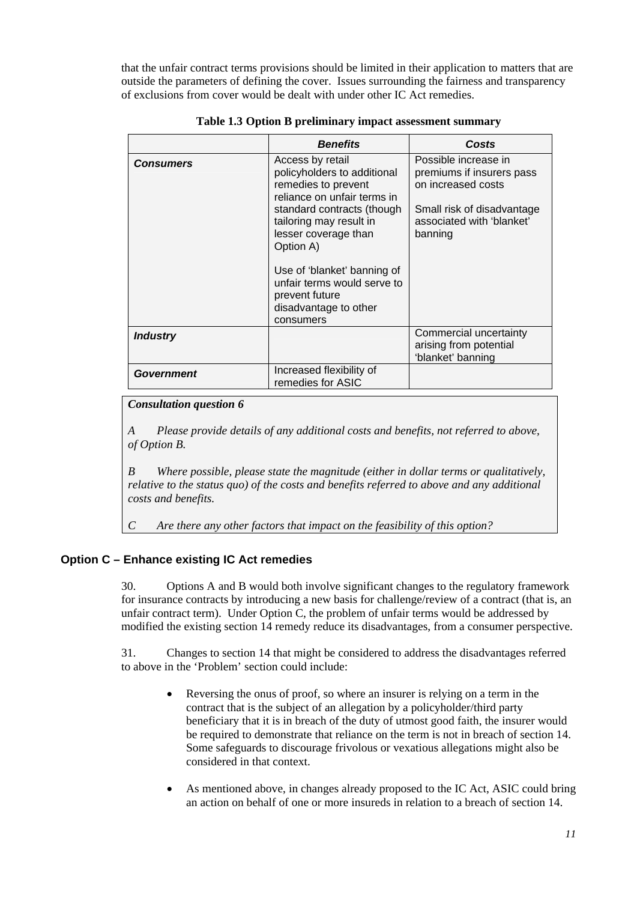that the unfair contract terms provisions should be limited in their application to matters that are outside the parameters of defining the cover. Issues surrounding the fairness and transparency of exclusions from cover would be dealt with under other IC Act remedies.

**Table 1.3 Option B preliminary impact assessment summary**

| | ***Benefits*** | ***Costs*** |
|---|---|---|
| ***Consumers*** | Access by retail policyholders to additional remedies to prevent reliance on unfair terms in standard contracts (though tailoring may result in lesser coverage than Option A)<br><br>Use of 'blanket' banning of unfair terms would serve to prevent future disadvantage to other consumers | Possible increase in premiums if insurers pass on increased costs<br><br>Small risk of disadvantage associated with 'blanket' banning |
| ***Industry*** | | Commercial uncertainty arising from potential 'blanket' banning |
| ***Government*** | Increased flexibility of remedies for ASIC | |

> ***Consultation question 6***
>
> *A Please provide details of any additional costs and benefits, not referred to above, of Option B.*
>
> *B Where possible, please state the magnitude (either in dollar terms or qualitatively, relative to the status quo) of the costs and benefits referred to above and any additional costs and benefits.*
>
> *C Are there any other factors that impact on the feasibility of this option?*

### Option C – Enhance existing IC Act remedies

30. Options A and B would both involve significant changes to the regulatory framework for insurance contracts by introducing a new basis for challenge/review of a contract (that is, an unfair contract term). Under Option C, the problem of unfair terms would be addressed by modified the existing section 14 remedy reduce its disadvantages, from a consumer perspective.

31. Changes to section 14 that might be considered to address the disadvantages referred to above in the 'Problem' section could include:

- Reversing the onus of proof, so where an insurer is relying on a term in the contract that is the subject of an allegation by a policyholder/third party beneficiary that it is in breach of the duty of utmost good faith, the insurer would be required to demonstrate that reliance on the term is not in breach of section 14. Some safeguards to discourage frivolous or vexatious allegations might also be considered in that context.
- As mentioned above, in changes already proposed to the IC Act, ASIC could bring an action on behalf of one or more insureds in relation to a breach of section 14.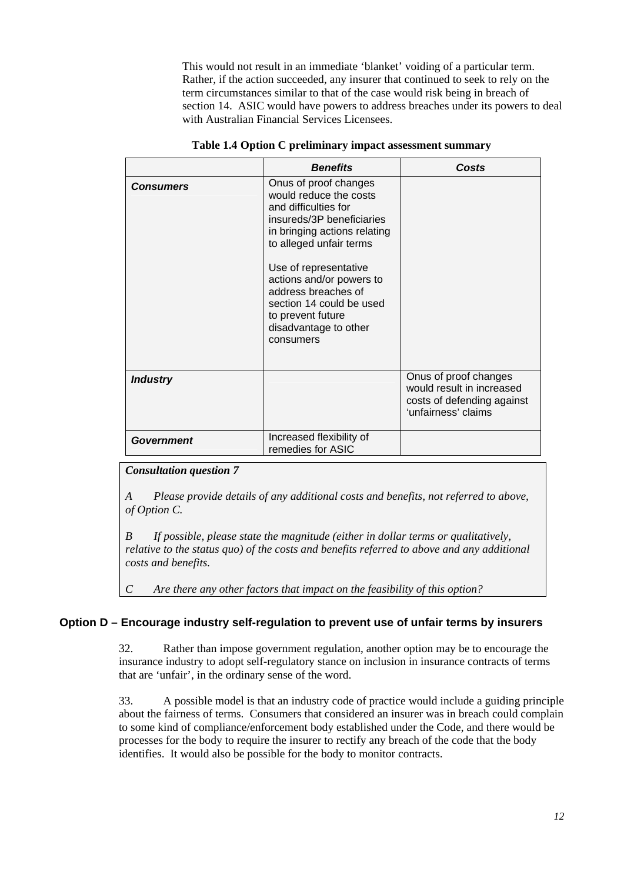This would not result in an immediate 'blanket' voiding of a particular term. Rather, if the action succeeded, any insurer that continued to seek to rely on the term circumstances similar to that of the case would risk being in breach of section 14. ASIC would have powers to address breaches under its powers to deal with Australian Financial Services Licensees.

**Table 1.4 Option C preliminary impact assessment summary**

| | ***Benefits*** | ***Costs*** |
|---|---|---|
| ***Consumers*** | Onus of proof changes would reduce the costs and difficulties for insureds/3P beneficiaries in bringing actions relating to alleged unfair terms<br><br>Use of representative actions and/or powers to address breaches of section 14 could be used to prevent future disadvantage to other consumers | |
| ***Industry*** | | Onus of proof changes would result in increased costs of defending against 'unfairness' claims |
| ***Government*** | Increased flexibility of remedies for ASIC | |

***Consultation question 7***

*A Please provide details of any additional costs and benefits, not referred to above, of Option C.*

*B If possible, please state the magnitude (either in dollar terms or qualitatively, relative to the status quo) of the costs and benefits referred to above and any additional costs and benefits.*

*C Are there any other factors that impact on the feasibility of this option?*

### Option D – Encourage industry self-regulation to prevent use of unfair terms by insurers

32. Rather than impose government regulation, another option may be to encourage the insurance industry to adopt self-regulatory stance on inclusion in insurance contracts of terms that are 'unfair', in the ordinary sense of the word.

33. A possible model is that an industry code of practice would include a guiding principle about the fairness of terms. Consumers that considered an insurer was in breach could complain to some kind of compliance/enforcement body established under the Code, and there would be processes for the body to require the insurer to rectify any breach of the code that the body identifies. It would also be possible for the body to monitor contracts.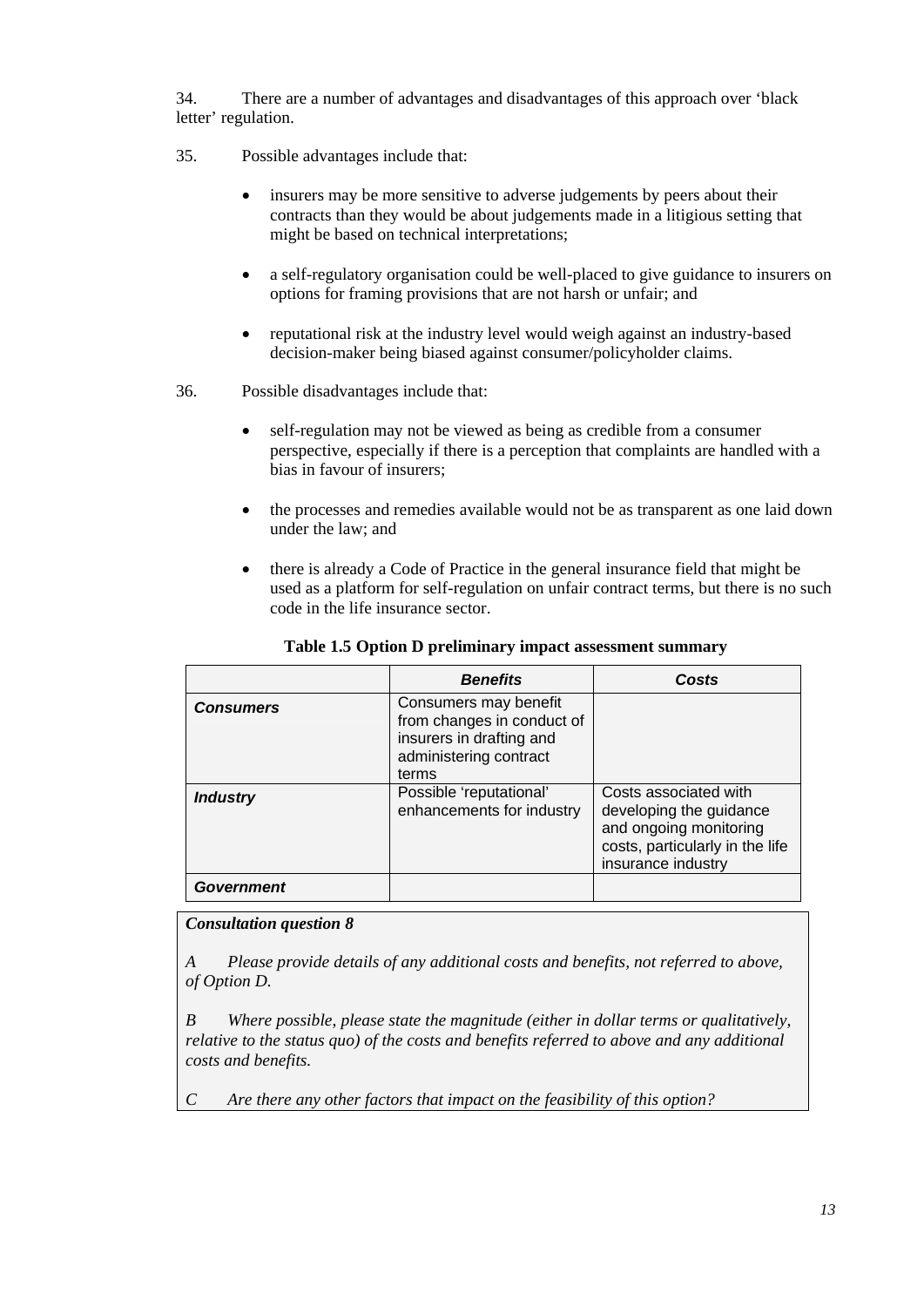34. There are a number of advantages and disadvantages of this approach over 'black letter' regulation.

35. Possible advantages include that:

- insurers may be more sensitive to adverse judgements by peers about their contracts than they would be about judgements made in a litigious setting that might be based on technical interpretations;
- a self-regulatory organisation could be well-placed to give guidance to insurers on options for framing provisions that are not harsh or unfair; and
- reputational risk at the industry level would weigh against an industry-based decision-maker being biased against consumer/policyholder claims.

36. Possible disadvantages include that:

- self-regulation may not be viewed as being as credible from a consumer perspective, especially if there is a perception that complaints are handled with a bias in favour of insurers;
- the processes and remedies available would not be as transparent as one laid down under the law; and
- there is already a Code of Practice in the general insurance field that might be used as a platform for self-regulation on unfair contract terms, but there is no such code in the life insurance sector.

**Table 1.5 Option D preliminary impact assessment summary**

| | ***Benefits*** | ***Costs*** |
|---|---|---|
| ***Consumers*** | Consumers may benefit from changes in conduct of insurers in drafting and administering contract terms | |
| ***Industry*** | Possible 'reputational' enhancements for industry | Costs associated with developing the guidance and ongoing monitoring costs, particularly in the life insurance industry |
| ***Government*** | | |

***Consultation question 8***

*A Please provide details of any additional costs and benefits, not referred to above, of Option D.*

*B Where possible, please state the magnitude (either in dollar terms or qualitatively, relative to the status quo) of the costs and benefits referred to above and any additional costs and benefits.*

*C Are there any other factors that impact on the feasibility of this option?*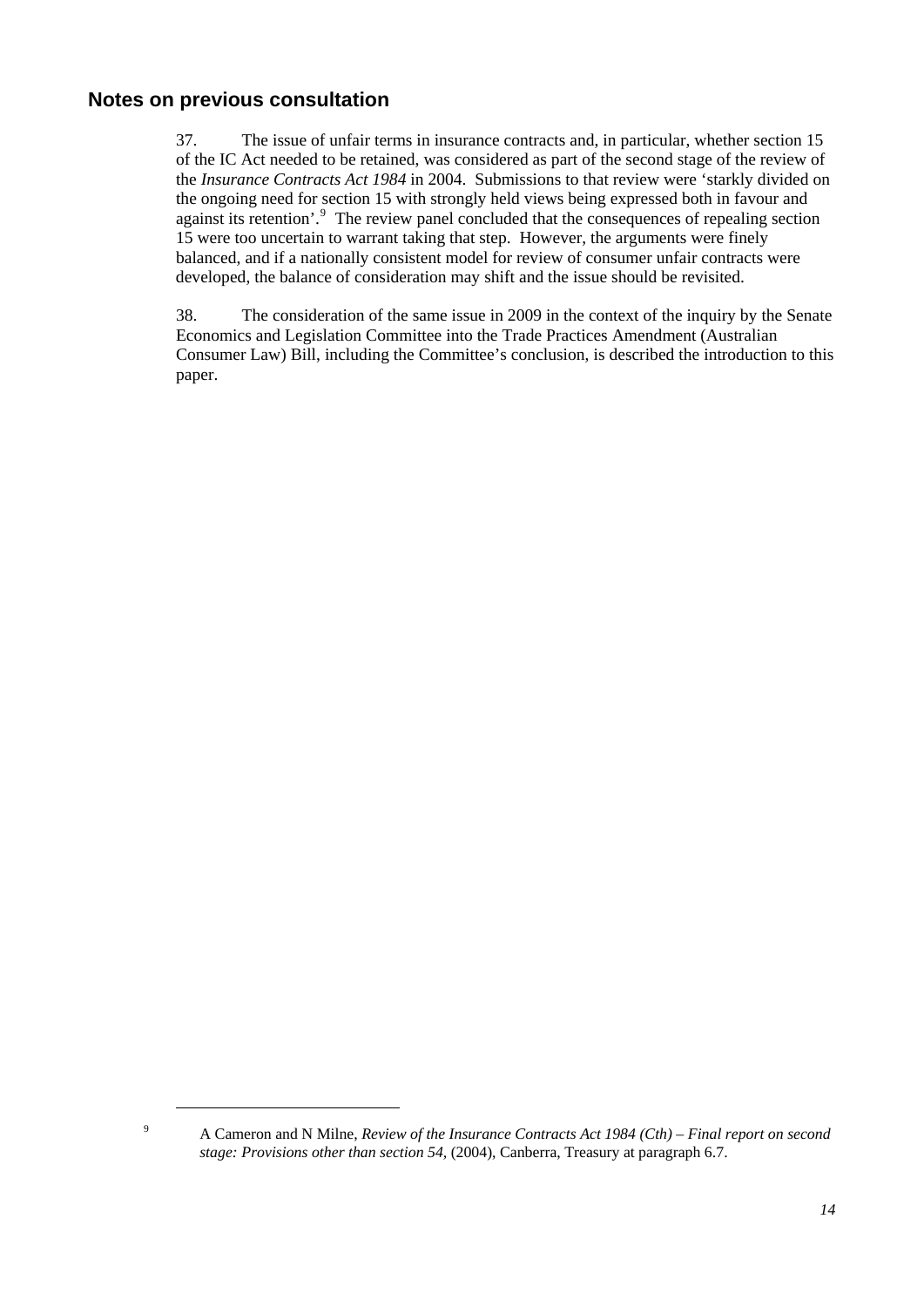## Notes on previous consultation

37. The issue of unfair terms in insurance contracts and, in particular, whether section 15 of the IC Act needed to be retained, was considered as part of the second stage of the review of the *Insurance Contracts Act 1984* in 2004. Submissions to that review were 'starkly divided on the ongoing need for section 15 with strongly held views being expressed both in favour and against its retention'.[9] The review panel concluded that the consequences of repealing section 15 were too uncertain to warrant taking that step. However, the arguments were finely balanced, and if a nationally consistent model for review of consumer unfair contracts were developed, the balance of consideration may shift and the issue should be revisited.

38. The consideration of the same issue in 2009 in the context of the inquiry by the Senate Economics and Legislation Committee into the Trade Practices Amendment (Australian Consumer Law) Bill, including the Committee's conclusion, is described the introduction to this paper.

---

[9] A Cameron and N Milne, *Review of the Insurance Contracts Act 1984 (Cth) – Final report on second stage: Provisions other than section 54,* (2004), Canberra, Treasury at paragraph 6.7.